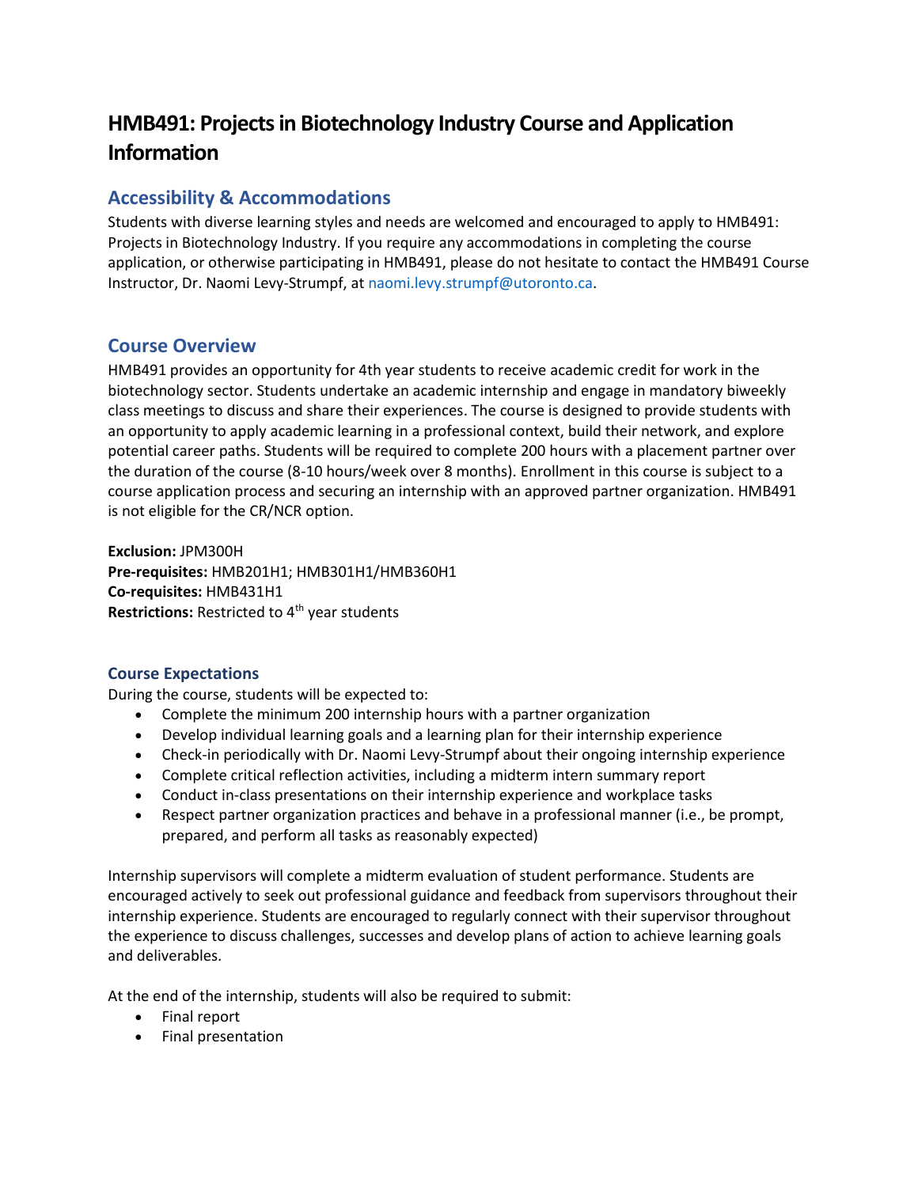# HMB491: Projects in Biotechnology Industry Course and Application Information

## Accessibility & Accommodations

Students with diverse learning styles and needs are welcomed and encouraged to apply to HMB491: Projects in Biotechnology Industry. If you require any accommodations in completing the course application, or otherwise participating in HMB491, please do not hesitate to contact the HMB491 Course Instructor, Dr. Naomi Levy-Strumpf, at naomi.levy.strumpf@utoronto.ca.

## Course Overview

HMB491 provides an opportunity for 4th year students to receive academic credit for work in the biotechnology sector. Students undertake an academic internship and engage in mandatory biweekly class meetings to discuss and share their experiences. The course is designed to provide students with an opportunity to apply academic learning in a professional context, build their network, and explore potential career paths. Students will be required to complete 200 hours with a placement partner over the duration of the course (8-10 hours/week over 8 months). Enrollment in this course is subject to a course application process and securing an internship with an approved partner organization. HMB491 is not eligible for the CR/NCR option.

**Exclusion:** JPM300H
**Pre-requisites:** HMB201H1; HMB301H1/HMB360H1
**Co-requisites:** HMB431H1
**Restrictions:** Restricted to 4th year students

### Course Expectations

During the course, students will be expected to:

- Complete the minimum 200 internship hours with a partner organization
- Develop individual learning goals and a learning plan for their internship experience
- Check-in periodically with Dr. Naomi Levy-Strumpf about their ongoing internship experience
- Complete critical reflection activities, including a midterm intern summary report
- Conduct in-class presentations on their internship experience and workplace tasks
- Respect partner organization practices and behave in a professional manner (i.e., be prompt, prepared, and perform all tasks as reasonably expected)

Internship supervisors will complete a midterm evaluation of student performance. Students are encouraged actively to seek out professional guidance and feedback from supervisors throughout their internship experience. Students are encouraged to regularly connect with their supervisor throughout the experience to discuss challenges, successes and develop plans of action to achieve learning goals and deliverables.

At the end of the internship, students will also be required to submit:

- Final report
- Final presentation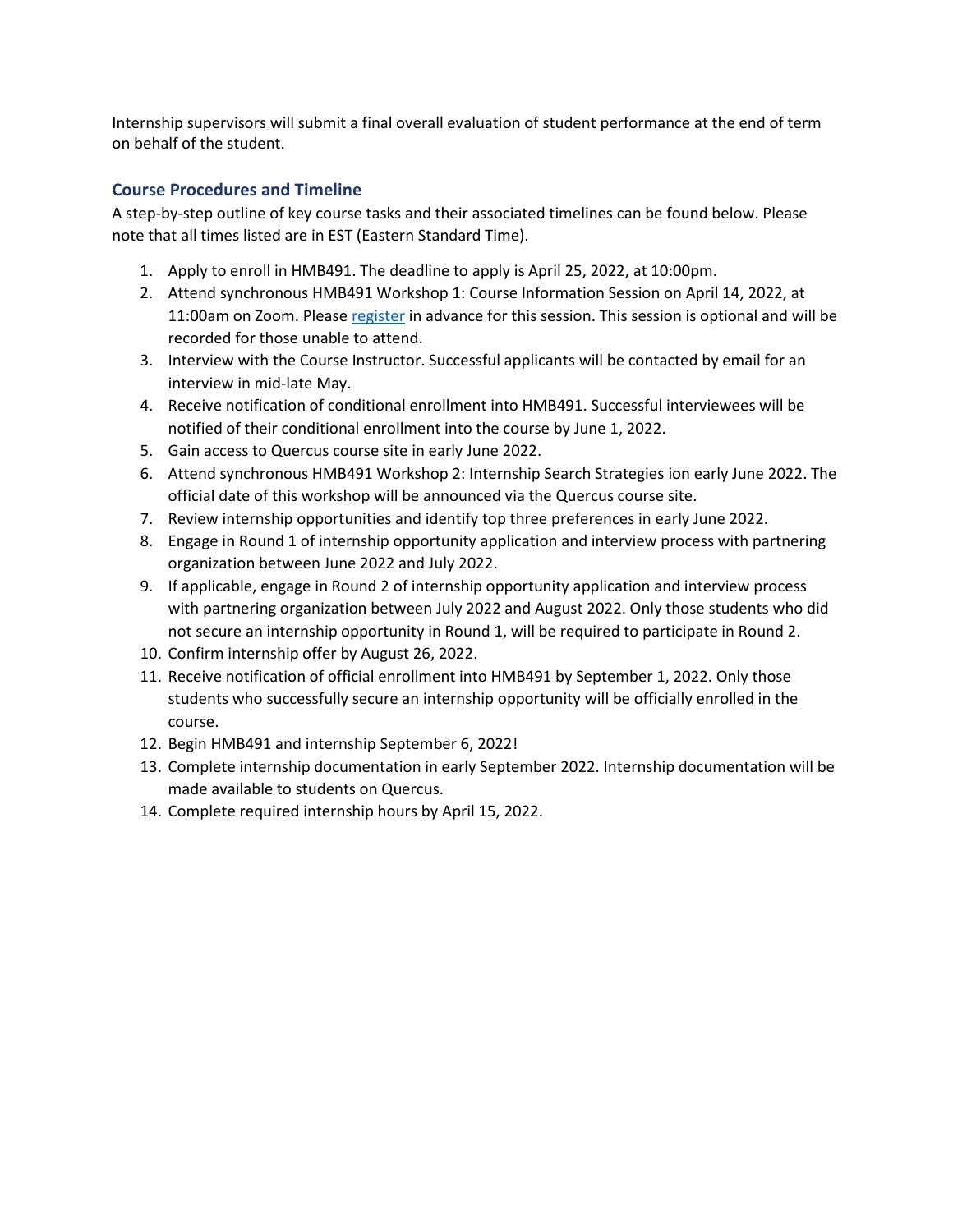Internship supervisors will submit a final overall evaluation of student performance at the end of term on behalf of the student.

### Course Procedures and Timeline

A step-by-step outline of key course tasks and their associated timelines can be found below. Please note that all times listed are in EST (Eastern Standard Time).

1. Apply to enroll in HMB491. The deadline to apply is April 25, 2022, at 10:00pm.
2. Attend synchronous HMB491 Workshop 1: Course Information Session on April 14, 2022, at 11:00am on Zoom. Please [register](register) in advance for this session. This session is optional and will be recorded for those unable to attend.
3. Interview with the Course Instructor. Successful applicants will be contacted by email for an interview in mid-late May.
4. Receive notification of conditional enrollment into HMB491. Successful interviewees will be notified of their conditional enrollment into the course by June 1, 2022.
5. Gain access to Quercus course site in early June 2022.
6. Attend synchronous HMB491 Workshop 2: Internship Search Strategies ion early June 2022. The official date of this workshop will be announced via the Quercus course site.
7. Review internship opportunities and identify top three preferences in early June 2022.
8. Engage in Round 1 of internship opportunity application and interview process with partnering organization between June 2022 and July 2022.
9. If applicable, engage in Round 2 of internship opportunity application and interview process with partnering organization between July 2022 and August 2022. Only those students who did not secure an internship opportunity in Round 1, will be required to participate in Round 2.
10. Confirm internship offer by August 26, 2022.
11. Receive notification of official enrollment into HMB491 by September 1, 2022. Only those students who successfully secure an internship opportunity will be officially enrolled in the course.
12. Begin HMB491 and internship September 6, 2022!
13. Complete internship documentation in early September 2022. Internship documentation will be made available to students on Quercus.
14. Complete required internship hours by April 15, 2022.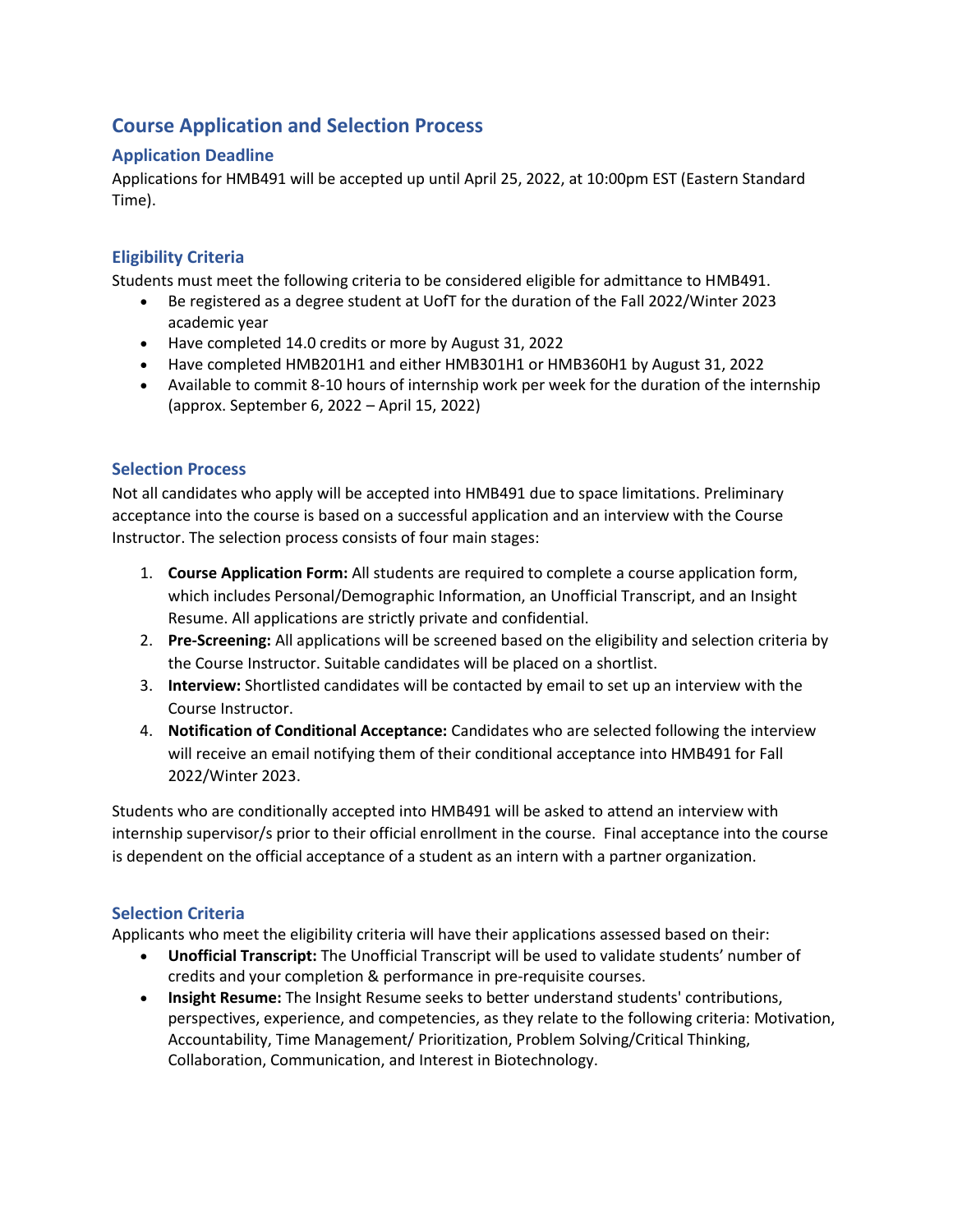## Course Application and Selection Process

### Application Deadline

Applications for HMB491 will be accepted up until April 25, 2022, at 10:00pm EST (Eastern Standard Time).

### Eligibility Criteria

Students must meet the following criteria to be considered eligible for admittance to HMB491.

- Be registered as a degree student at UofT for the duration of the Fall 2022/Winter 2023 academic year
- Have completed 14.0 credits or more by August 31, 2022
- Have completed HMB201H1 and either HMB301H1 or HMB360H1 by August 31, 2022
- Available to commit 8-10 hours of internship work per week for the duration of the internship (approx. September 6, 2022 – April 15, 2022)

### Selection Process

Not all candidates who apply will be accepted into HMB491 due to space limitations. Preliminary acceptance into the course is based on a successful application and an interview with the Course Instructor. The selection process consists of four main stages:

1. **Course Application Form:** All students are required to complete a course application form, which includes Personal/Demographic Information, an Unofficial Transcript, and an Insight Resume. All applications are strictly private and confidential.
2. **Pre-Screening:** All applications will be screened based on the eligibility and selection criteria by the Course Instructor. Suitable candidates will be placed on a shortlist.
3. **Interview:** Shortlisted candidates will be contacted by email to set up an interview with the Course Instructor.
4. **Notification of Conditional Acceptance:** Candidates who are selected following the interview will receive an email notifying them of their conditional acceptance into HMB491 for Fall 2022/Winter 2023.

Students who are conditionally accepted into HMB491 will be asked to attend an interview with internship supervisor/s prior to their official enrollment in the course. Final acceptance into the course is dependent on the official acceptance of a student as an intern with a partner organization.

### Selection Criteria

Applicants who meet the eligibility criteria will have their applications assessed based on their:

- **Unofficial Transcript:** The Unofficial Transcript will be used to validate students' number of credits and your completion & performance in pre-requisite courses.
- **Insight Resume:** The Insight Resume seeks to better understand students' contributions, perspectives, experience, and competencies, as they relate to the following criteria: Motivation, Accountability, Time Management/ Prioritization, Problem Solving/Critical Thinking, Collaboration, Communication, and Interest in Biotechnology.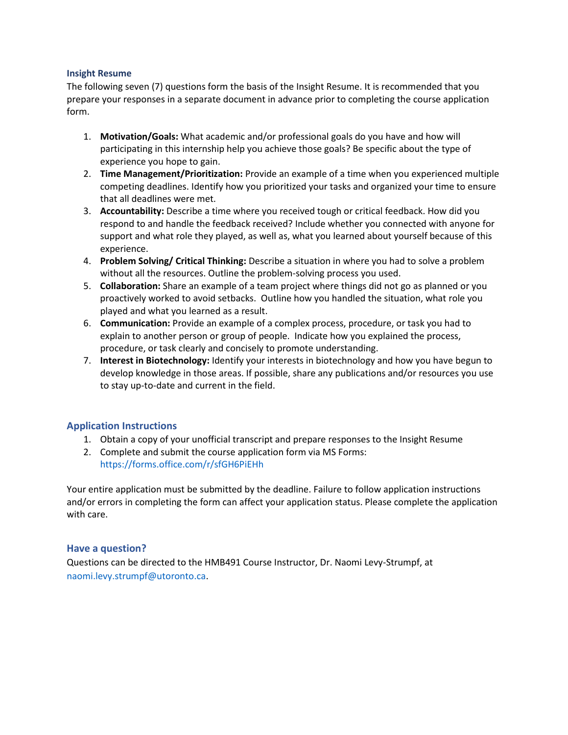### Insight Resume

The following seven (7) questions form the basis of the Insight Resume. It is recommended that you prepare your responses in a separate document in advance prior to completing the course application form.

1. **Motivation/Goals:** What academic and/or professional goals do you have and how will participating in this internship help you achieve those goals? Be specific about the type of experience you hope to gain.
2. **Time Management/Prioritization:** Provide an example of a time when you experienced multiple competing deadlines. Identify how you prioritized your tasks and organized your time to ensure that all deadlines were met.
3. **Accountability:** Describe a time where you received tough or critical feedback. How did you respond to and handle the feedback received? Include whether you connected with anyone for support and what role they played, as well as, what you learned about yourself because of this experience.
4. **Problem Solving/ Critical Thinking:** Describe a situation in where you had to solve a problem without all the resources. Outline the problem-solving process you used.
5. **Collaboration:** Share an example of a team project where things did not go as planned or you proactively worked to avoid setbacks. Outline how you handled the situation, what role you played and what you learned as a result.
6. **Communication:** Provide an example of a complex process, procedure, or task you had to explain to another person or group of people. Indicate how you explained the process, procedure, or task clearly and concisely to promote understanding.
7. **Interest in Biotechnology:** Identify your interests in biotechnology and how you have begun to develop knowledge in those areas. If possible, share any publications and/or resources you use to stay up-to-date and current in the field.

## Application Instructions

1. Obtain a copy of your unofficial transcript and prepare responses to the Insight Resume
2. Complete and submit the course application form via MS Forms: https://forms.office.com/r/sfGH6PiEHh

Your entire application must be submitted by the deadline. Failure to follow application instructions and/or errors in completing the form can affect your application status. Please complete the application with care.

## Have a question?

Questions can be directed to the HMB491 Course Instructor, Dr. Naomi Levy-Strumpf, at naomi.levy.strumpf@utoronto.ca.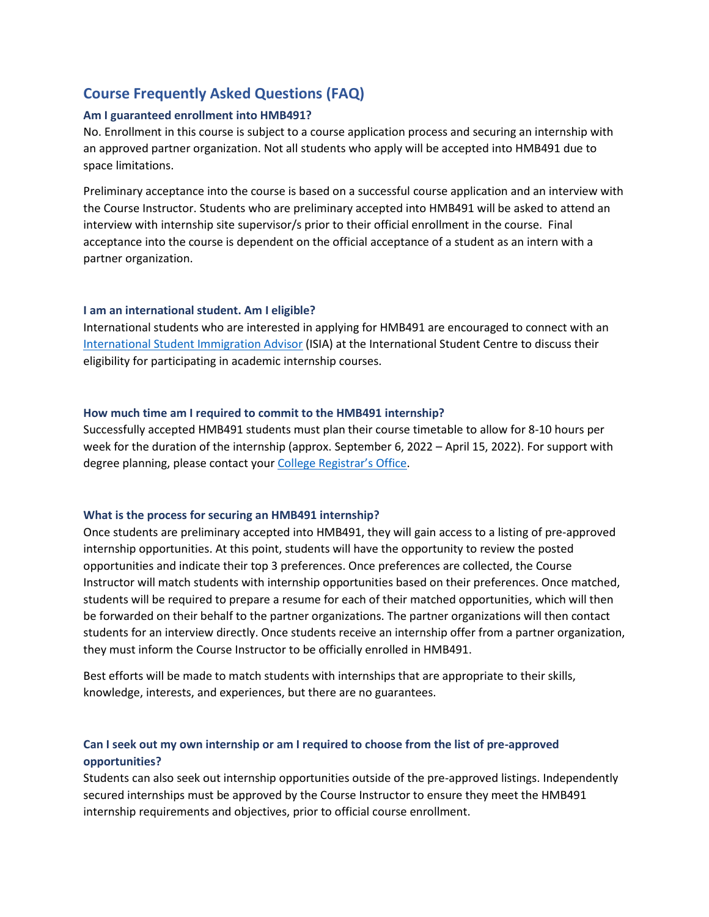## Course Frequently Asked Questions (FAQ)

### Am I guaranteed enrollment into HMB491?

No. Enrollment in this course is subject to a course application process and securing an internship with an approved partner organization. Not all students who apply will be accepted into HMB491 due to space limitations.

Preliminary acceptance into the course is based on a successful course application and an interview with the Course Instructor. Students who are preliminary accepted into HMB491 will be asked to attend an interview with internship site supervisor/s prior to their official enrollment in the course. Final acceptance into the course is dependent on the official acceptance of a student as an intern with a partner organization.

### I am an international student. Am I eligible?

International students who are interested in applying for HMB491 are encouraged to connect with an International Student Immigration Advisor (ISIA) at the International Student Centre to discuss their eligibility for participating in academic internship courses.

### How much time am I required to commit to the HMB491 internship?

Successfully accepted HMB491 students must plan their course timetable to allow for 8-10 hours per week for the duration of the internship (approx. September 6, 2022 – April 15, 2022). For support with degree planning, please contact your College Registrar's Office.

### What is the process for securing an HMB491 internship?

Once students are preliminary accepted into HMB491, they will gain access to a listing of pre-approved internship opportunities. At this point, students will have the opportunity to review the posted opportunities and indicate their top 3 preferences. Once preferences are collected, the Course Instructor will match students with internship opportunities based on their preferences. Once matched, students will be required to prepare a resume for each of their matched opportunities, which will then be forwarded on their behalf to the partner organizations. The partner organizations will then contact students for an interview directly. Once students receive an internship offer from a partner organization, they must inform the Course Instructor to be officially enrolled in HMB491.

Best efforts will be made to match students with internships that are appropriate to their skills, knowledge, interests, and experiences, but there are no guarantees.

### Can I seek out my own internship or am I required to choose from the list of pre-approved opportunities?

Students can also seek out internship opportunities outside of the pre-approved listings. Independently secured internships must be approved by the Course Instructor to ensure they meet the HMB491 internship requirements and objectives, prior to official course enrollment.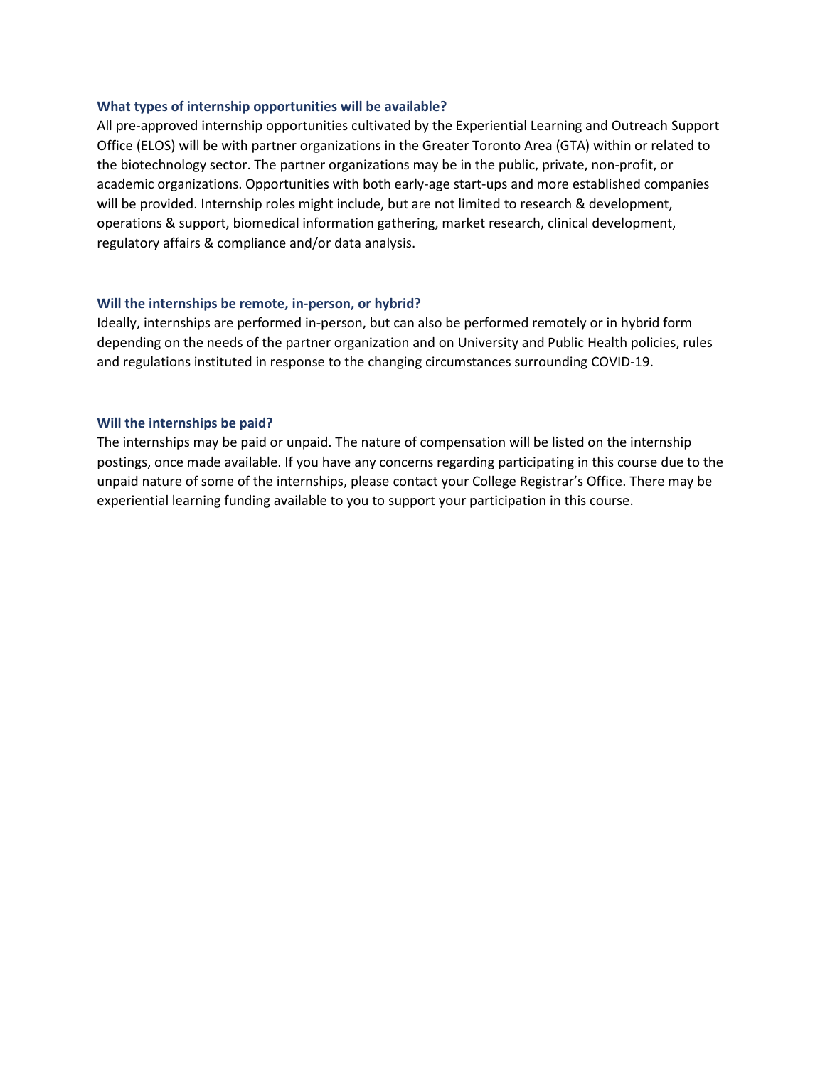### What types of internship opportunities will be available?

All pre-approved internship opportunities cultivated by the Experiential Learning and Outreach Support Office (ELOS) will be with partner organizations in the Greater Toronto Area (GTA) within or related to the biotechnology sector. The partner organizations may be in the public, private, non-profit, or academic organizations. Opportunities with both early-age start-ups and more established companies will be provided. Internship roles might include, but are not limited to research & development, operations & support, biomedical information gathering, market research, clinical development, regulatory affairs & compliance and/or data analysis.

### Will the internships be remote, in-person, or hybrid?

Ideally, internships are performed in-person, but can also be performed remotely or in hybrid form depending on the needs of the partner organization and on University and Public Health policies, rules and regulations instituted in response to the changing circumstances surrounding COVID-19.

### Will the internships be paid?

The internships may be paid or unpaid. The nature of compensation will be listed on the internship postings, once made available. If you have any concerns regarding participating in this course due to the unpaid nature of some of the internships, please contact your College Registrar's Office. There may be experiential learning funding available to you to support your participation in this course.